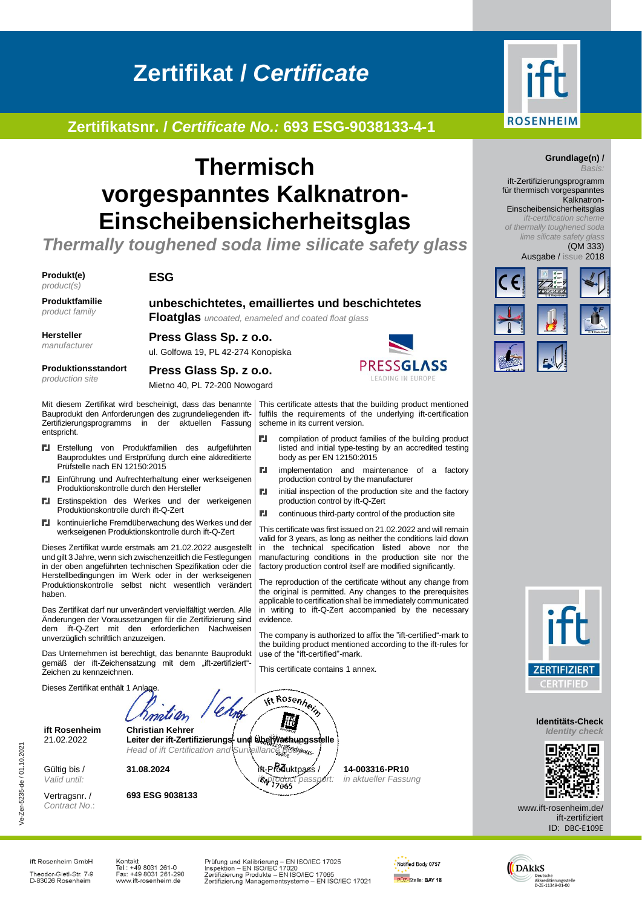# Zertifikat / *Certificate*

## Zertifikatsnr. / *Certificate No.:* 693 ESG-9038133-4-1

# Thermisch vorgespanntes Kalknatron-Einscheibensicherheitsglas

*Thermally toughened soda lime silicate safety glass*

**Grundlage(n) /** *Basis:*

ift-Zertifizierungsprogramm für thermisch vorgespanntes Kalknatron-Einscheibensicherheitsglas
*ift-certification scheme of thermally toughened soda lime silicate safety glass*
(QM 333)
Ausgabe / *issue* 2018

| | |
|---|---|
| **Produkt(e)** *product(s)* | **ESG** |
| **Produktfamilie** *product family* | **unbeschichtetes, emailliertes und beschichtetes Floatglas** *uncoated, enameled and coated float glass* |
| **Hersteller** *manufacturer* | **Press Glass Sp. z o.o.** ul. Golfowa 19, PL 42-274 Konopiska |
| **Produktionsstandort** *production site* | **Press Glass Sp. z o.o.** Mietno 40, PL 72-200 Nowogard |

PRESSGLASS
LEADING IN EUROPE

Mit diesem Zertifikat wird bescheinigt, dass das benannte Bauprodukt den Anforderungen des zugrundeliegenden ift-Zertifizierungsprogramms in der aktuellen Fassung entspricht.

- Erstellung von Produktfamilien des aufgeführten Bauproduktes und Erstprüfung durch eine akkreditierte Prüfstelle nach EN 12150:2015
- Einführung und Aufrechterhaltung einer werkseigenen Produktionskontrolle durch den Hersteller
- Erstinspektion des Werkes und der werkeigenen Produktionskontrolle durch ift-Q-Zert
- kontinuierliche Fremdüberwachung des Werkes und der werkseigenen Produktionskontrolle durch ift-Q-Zert

Dieses Zertifikat wurde erstmals am 21.02.2022 ausgestellt und gilt 3 Jahre, wenn sich zwischenzeitlich die Festlegungen in der oben angeführten technischen Spezifikation oder die Herstellbedingungen im Werk oder in der werkseigenen Produktionskontrolle selbst nicht wesentlich verändert haben.

Das Zertifikat darf nur unverändert vervielfältigt werden. Alle Änderungen der Voraussetzungen für die Zertifizierung sind dem ift-Q-Zert mit den erforderlichen Nachweisen unverzüglich schriftlich anzuzeigen.

Das Unternehmen ist berechtigt, das benannte Bauprodukt gemäß der ift-Zeichensatzung mit dem „ift-zertifiziert"-Zeichen zu kennzeichnen.

Dieses Zertifikat enthält 1 Anlage.

This certificate attests that the building product mentioned fulfils the requirements of the underlying ift-certification scheme in its current version.

- compilation of product families of the building product listed and initial type-testing by an accredited testing body as per EN 12150:2015
- implementation and maintenance of a factory production control by the manufacturer
- initial inspection of the production site and the factory production control by ift-Q-Zert
- continuous third-party control of the production site

This certificate was first issued on 21.02.2022 and will remain valid for 3 years, as long as neither the conditions laid down in the technical specification listed above nor the manufacturing conditions in the production site nor the factory production control itself are modified significantly.

The reproduction of the certificate without any change from the original is permitted. Any changes to the prerequisites applicable to certification shall be immediately communicated in writing to ift-Q-Zert accompanied by the necessary evidence.

The company is authorized to affix the "ift-certified"-mark to the building product mentioned according to the ift-rules for use of the "ift-certified"-mark.

This certificate contains 1 annex.

**ift Rosenheim**
21.02.2022

**Christian Kehrer**
**Leiter der ift-Zertifizierungs- und Überwachungsstelle**
*Head of ift Certification and Surveillance Body*

Gültig bis / *Valid until:* **31.08.2024**

ift-Produktpass / *ift product passport:* **14-003316-PR10** *in aktueller Fassung*

Vertragsnr. / *Contract No.:* **693 ESG 9038133**

**Identitäts-Check**
*Identity check*

www.ift-rosenheim.de/ift-zertifiziert
ID: DBC-E109E

Ve-Zer-5235-de / 01.10.2021

ift Rosenheim GmbH
Theodor-Gietl-Str. 7-9
D-83026 Rosenheim

Kontakt
Tel.: +49 8031 261-0
Fax: +49 8031 261-290
www.ift-rosenheim.de

Prüfung und Kalibrierung – EN ISO/IEC 17025
Inspektion – EN ISO/IEC 17020
Zertifizierung Produkte – EN ISO/IEC 17065
Zertifizierung Managementsysteme – EN ISO/IEC 17021

Notified Body 0757
PÜZ-Stelle: BAY 18

DAkkS Deutsche Akkreditierungsstelle D-ZE-11349-01-00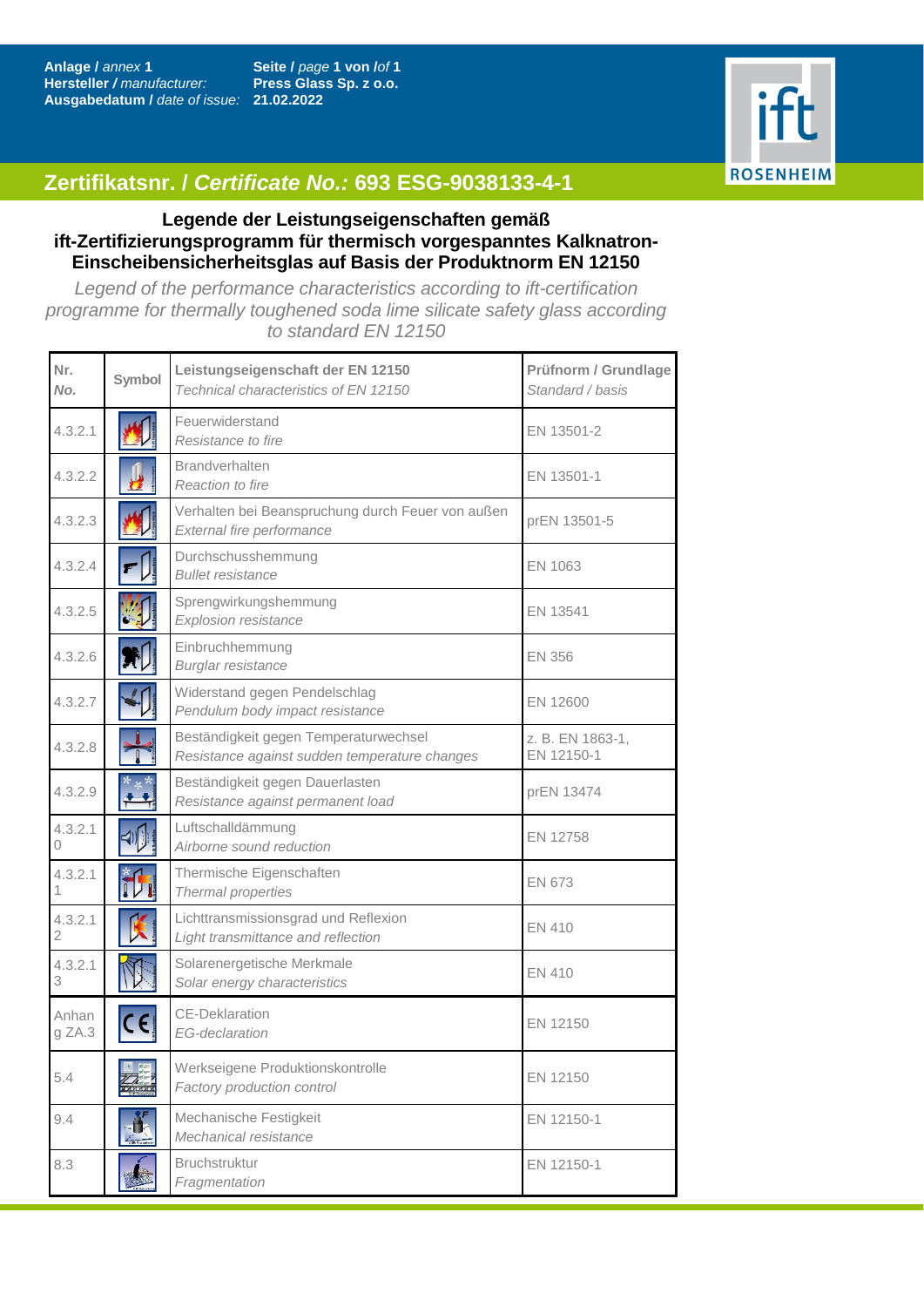**Anlage** / *annex* **1**
**Hersteller** / *manufacturer:* **Press Glass Sp. z o.o.**
**Ausgabedatum** / *date of issue:* **21.02.2022**

Seite / *page* **1 von** /*of* **1**

## Zertifikatsnr. / *Certificate No.:* 693 ESG-9038133-4-1

### Legende der Leistungseigenschaften gemäß ift-Zertifizierungsprogramm für thermisch vorgespanntes Kalknatron-Einscheibensicherheitsglas auf Basis der Produktnorm EN 12150

*Legend of the performance characteristics according to ift-certification programme for thermally toughened soda lime silicate safety glass according to standard EN 12150*

| Nr. *No.* | Symbol | Leistungseigenschaft der EN 12150 *Technical characteristics of EN 12150* | Prüfnorm / Grundlage *Standard / basis* |
|---|---|---|---|
| 4.3.2.1 | | Feuerwiderstand *Resistance to fire* | EN 13501-2 |
| 4.3.2.2 | | Brandverhalten *Reaction to fire* | EN 13501-1 |
| 4.3.2.3 | | Verhalten bei Beanspruchung durch Feuer von außen *External fire performance* | prEN 13501-5 |
| 4.3.2.4 | | Durchschusshemmung *Bullet resistance* | EN 1063 |
| 4.3.2.5 | | Sprengwirkungshemmung *Explosion resistance* | EN 13541 |
| 4.3.2.6 | | Einbruchhemmung *Burglar resistance* | EN 356 |
| 4.3.2.7 | | Widerstand gegen Pendelschlag *Pendulum body impact resistance* | EN 12600 |
| 4.3.2.8 | | Beständigkeit gegen Temperaturwechsel *Resistance against sudden temperature changes* | z. B. EN 1863-1, EN 12150-1 |
| 4.3.2.9 | | Beständigkeit gegen Dauerlasten *Resistance against permanent load* | prEN 13474 |
| 4.3.2.10 | | Luftschalldämmung *Airborne sound reduction* | EN 12758 |
| 4.3.2.11 | | Thermische Eigenschaften *Thermal properties* | EN 673 |
| 4.3.2.12 | | Lichttransmissionsgrad und Reflexion *Light transmittance and reflection* | EN 410 |
| 4.3.2.13 | | Solarenergetische Merkmale *Solar energy characteristics* | EN 410 |
| Anhang ZA.3 | | CE-Deklaration *EG-declaration* | EN 12150 |
| 5.4 | | Werkseigene Produktionskontrolle *Factory production control* | EN 12150 |
| 9.4 | | Mechanische Festigkeit *Mechanical resistance* | EN 12150-1 |
| 8.3 | | Bruchstruktur *Fragmentation* | EN 12150-1 |